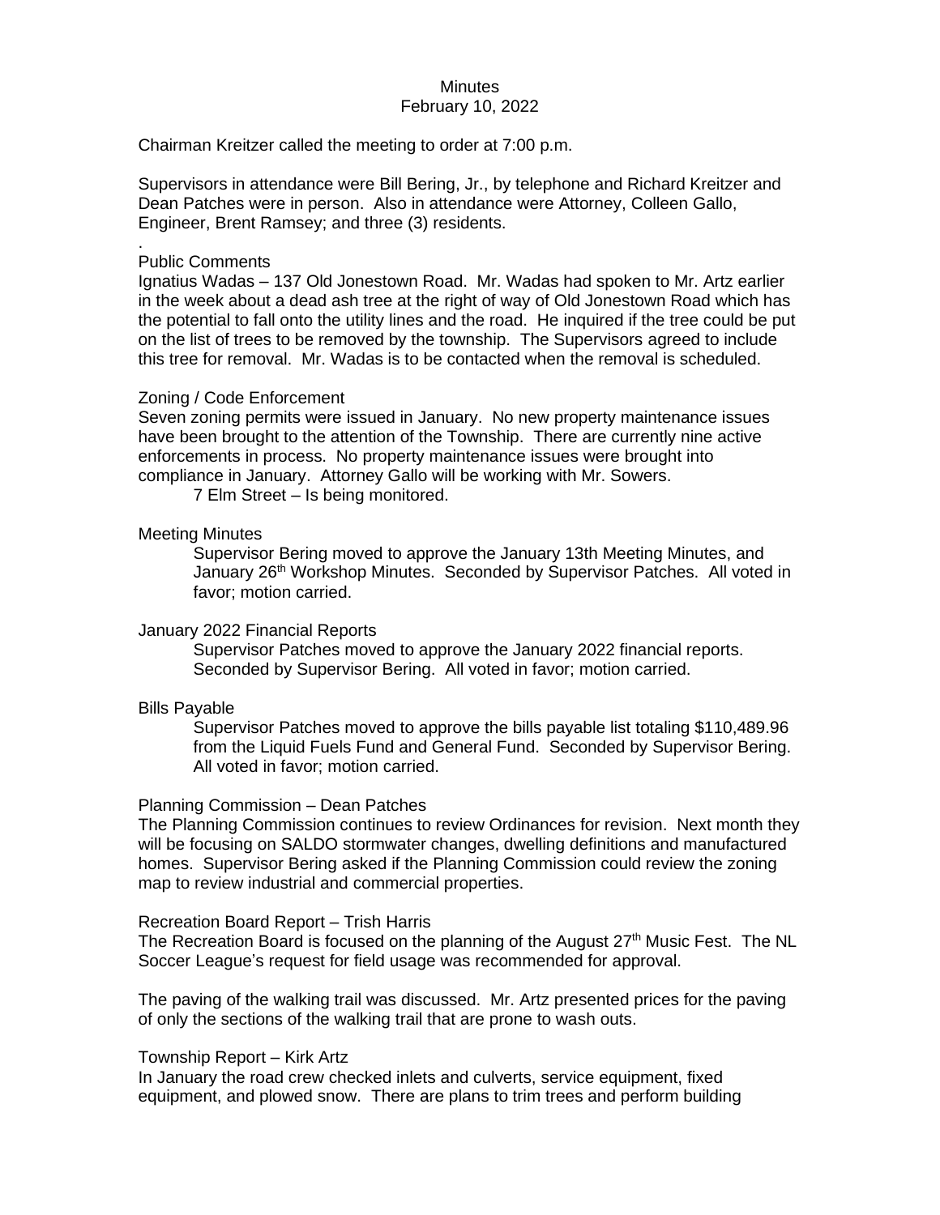# Minutes
February 10, 2022

Chairman Kreitzer called the meeting to order at 7:00 p.m.

Supervisors in attendance were Bill Bering, Jr., by telephone and Richard Kreitzer and Dean Patches were in person. Also in attendance were Attorney, Colleen Gallo, Engineer, Brent Ramsey; and three (3) residents.

.

## Public Comments

Ignatius Wadas – 137 Old Jonestown Road. Mr. Wadas had spoken to Mr. Artz earlier in the week about a dead ash tree at the right of way of Old Jonestown Road which has the potential to fall onto the utility lines and the road. He inquired if the tree could be put on the list of trees to be removed by the township. The Supervisors agreed to include this tree for removal. Mr. Wadas is to be contacted when the removal is scheduled.

## Zoning / Code Enforcement

Seven zoning permits were issued in January. No new property maintenance issues have been brought to the attention of the Township. There are currently nine active enforcements in process. No property maintenance issues were brought into compliance in January. Attorney Gallo will be working with Mr. Sowers.

7 Elm Street – Is being monitored.

## Meeting Minutes

Supervisor Bering moved to approve the January 13th Meeting Minutes, and January 26th Workshop Minutes. Seconded by Supervisor Patches. All voted in favor; motion carried.

## January 2022 Financial Reports

Supervisor Patches moved to approve the January 2022 financial reports. Seconded by Supervisor Bering. All voted in favor; motion carried.

## Bills Payable

Supervisor Patches moved to approve the bills payable list totaling $110,489.96 from the Liquid Fuels Fund and General Fund. Seconded by Supervisor Bering. All voted in favor; motion carried.

## Planning Commission – Dean Patches

The Planning Commission continues to review Ordinances for revision. Next month they will be focusing on SALDO stormwater changes, dwelling definitions and manufactured homes. Supervisor Bering asked if the Planning Commission could review the zoning map to review industrial and commercial properties.

## Recreation Board Report – Trish Harris

The Recreation Board is focused on the planning of the August 27th Music Fest. The NL Soccer League's request for field usage was recommended for approval.

The paving of the walking trail was discussed. Mr. Artz presented prices for the paving of only the sections of the walking trail that are prone to wash outs.

## Township Report – Kirk Artz

In January the road crew checked inlets and culverts, service equipment, fixed equipment, and plowed snow. There are plans to trim trees and perform building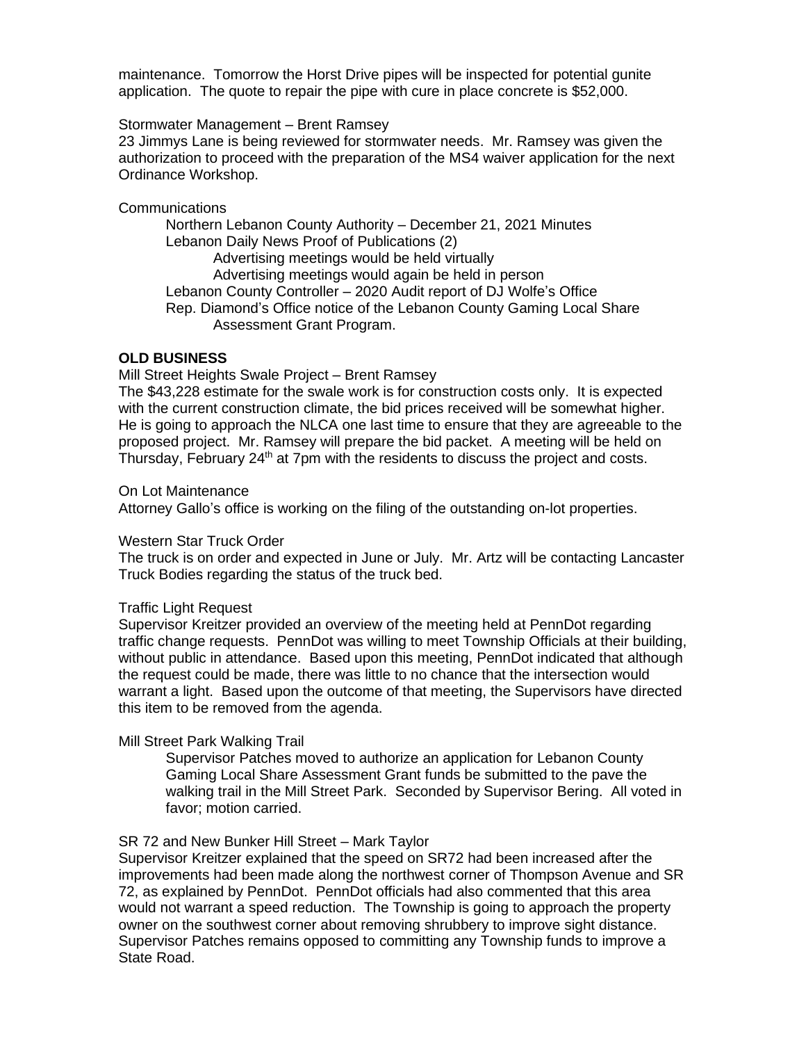maintenance. Tomorrow the Horst Drive pipes will be inspected for potential gunite application. The quote to repair the pipe with cure in place concrete is $52,000.

Stormwater Management – Brent Ramsey
23 Jimmys Lane is being reviewed for stormwater needs. Mr. Ramsey was given the authorization to proceed with the preparation of the MS4 waiver application for the next Ordinance Workshop.

Communications

Northern Lebanon County Authority – December 21, 2021 Minutes
Lebanon Daily News Proof of Publications (2)
Advertising meetings would be held virtually
Advertising meetings would again be held in person
Lebanon County Controller – 2020 Audit report of DJ Wolfe's Office
Rep. Diamond's Office notice of the Lebanon County Gaming Local Share Assessment Grant Program.

**OLD BUSINESS**

Mill Street Heights Swale Project – Brent Ramsey
The $43,228 estimate for the swale work is for construction costs only. It is expected with the current construction climate, the bid prices received will be somewhat higher. He is going to approach the NLCA one last time to ensure that they are agreeable to the proposed project. Mr. Ramsey will prepare the bid packet. A meeting will be held on Thursday, February 24th at 7pm with the residents to discuss the project and costs.

On Lot Maintenance
Attorney Gallo's office is working on the filing of the outstanding on-lot properties.

Western Star Truck Order
The truck is on order and expected in June or July. Mr. Artz will be contacting Lancaster Truck Bodies regarding the status of the truck bed.

Traffic Light Request
Supervisor Kreitzer provided an overview of the meeting held at PennDot regarding traffic change requests. PennDot was willing to meet Township Officials at their building, without public in attendance. Based upon this meeting, PennDot indicated that although the request could be made, there was little to no chance that the intersection would warrant a light. Based upon the outcome of that meeting, the Supervisors have directed this item to be removed from the agenda.

Mill Street Park Walking Trail

Supervisor Patches moved to authorize an application for Lebanon County Gaming Local Share Assessment Grant funds be submitted to the pave the walking trail in the Mill Street Park. Seconded by Supervisor Bering. All voted in favor; motion carried.

SR 72 and New Bunker Hill Street – Mark Taylor
Supervisor Kreitzer explained that the speed on SR72 had been increased after the improvements had been made along the northwest corner of Thompson Avenue and SR 72, as explained by PennDot. PennDot officials had also commented that this area would not warrant a speed reduction. The Township is going to approach the property owner on the southwest corner about removing shrubbery to improve sight distance. Supervisor Patches remains opposed to committing any Township funds to improve a State Road.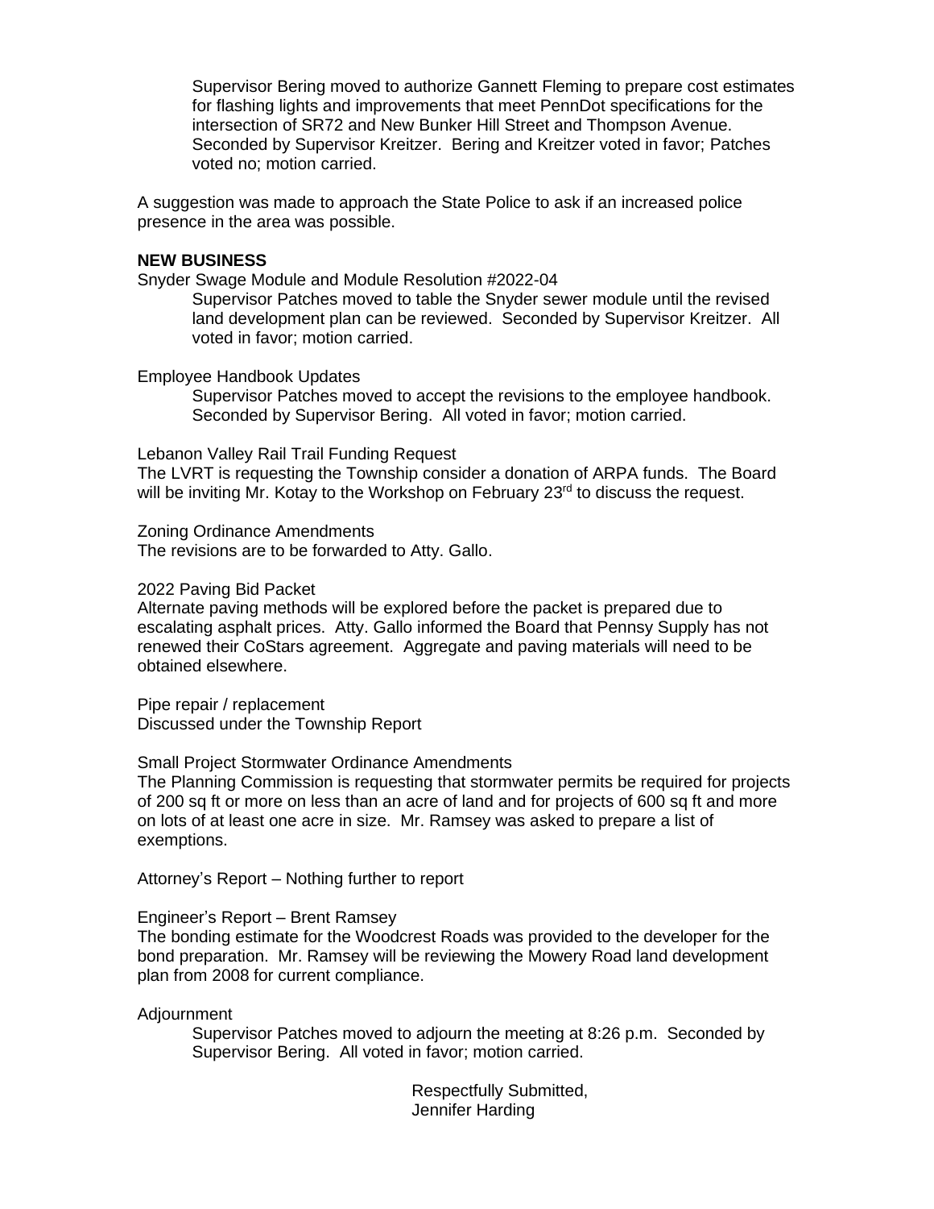Supervisor Bering moved to authorize Gannett Fleming to prepare cost estimates for flashing lights and improvements that meet PennDot specifications for the intersection of SR72 and New Bunker Hill Street and Thompson Avenue. Seconded by Supervisor Kreitzer. Bering and Kreitzer voted in favor; Patches voted no; motion carried.

A suggestion was made to approach the State Police to ask if an increased police presence in the area was possible.

**NEW BUSINESS**

Snyder Swage Module and Module Resolution #2022-04

Supervisor Patches moved to table the Snyder sewer module until the revised land development plan can be reviewed. Seconded by Supervisor Kreitzer. All voted in favor; motion carried.

Employee Handbook Updates

Supervisor Patches moved to accept the revisions to the employee handbook. Seconded by Supervisor Bering. All voted in favor; motion carried.

Lebanon Valley Rail Trail Funding Request

The LVRT is requesting the Township consider a donation of ARPA funds. The Board will be inviting Mr. Kotay to the Workshop on February 23rd to discuss the request.

Zoning Ordinance Amendments

The revisions are to be forwarded to Atty. Gallo.

2022 Paving Bid Packet

Alternate paving methods will be explored before the packet is prepared due to escalating asphalt prices. Atty. Gallo informed the Board that Pennsy Supply has not renewed their CoStars agreement. Aggregate and paving materials will need to be obtained elsewhere.

Pipe repair / replacement

Discussed under the Township Report

Small Project Stormwater Ordinance Amendments

The Planning Commission is requesting that stormwater permits be required for projects of 200 sq ft or more on less than an acre of land and for projects of 600 sq ft and more on lots of at least one acre in size. Mr. Ramsey was asked to prepare a list of exemptions.

Attorney's Report – Nothing further to report

Engineer's Report – Brent Ramsey

The bonding estimate for the Woodcrest Roads was provided to the developer for the bond preparation. Mr. Ramsey will be reviewing the Mowery Road land development plan from 2008 for current compliance.

Adjournment

Supervisor Patches moved to adjourn the meeting at 8:26 p.m. Seconded by Supervisor Bering. All voted in favor; motion carried.

Respectfully Submitted,
Jennifer Harding